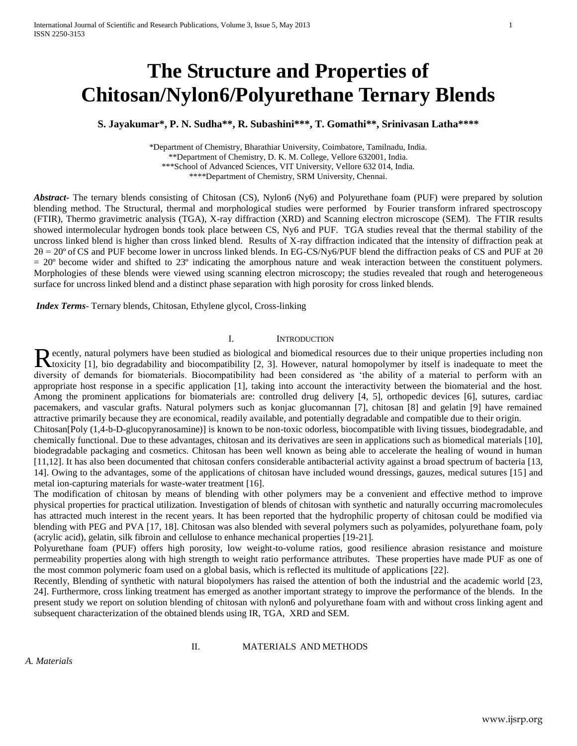# The Structure and Properties of Chitosan/Nylon6/Polyurethane Ternary Blends

**S. Jayakumar\*, P. N. Sudha\*\*, R. Subashini\*\*\*, T. Gomathi\*\*, Srinivasan Latha\*\*\*\***

\*Department of Chemistry, Bharathiar University, Coimbatore, Tamilnadu, India.
\*\*Department of Chemistry, D. K. M. College, Vellore 632001, India.
\*\*\*School of Advanced Sciences, VIT University, Vellore 632 014, India.
\*\*\*\*Department of Chemistry, SRM University, Chennai.

***Abstract***- The ternary blends consisting of Chitosan (CS), Nylon6 (Ny6) and Polyurethane foam (PUF) were prepared by solution blending method. The Structural, thermal and morphological studies were performed by Fourier transform infrared spectroscopy (FTIR), Thermo gravimetric analysis (TGA), X-ray diffraction (XRD) and Scanning electron microscope (SEM). The FTIR results showed intermolecular hydrogen bonds took place between CS, Ny6 and PUF. TGA studies reveal that the thermal stability of the uncross linked blend is higher than cross linked blend. Results of X-ray diffraction indicated that the intensity of diffraction peak at $2\theta = 20^{o}$ of CS and PUF become lower in uncross linked blends. In EG-CS/Ny6/PUF blend the diffraction peaks of CS and PUF at $2\theta = 20^{o}$ become wider and shifted to $23^{o}$ indicating the amorphous nature and weak interaction between the constituent polymers. Morphologies of these blends were viewed using scanning electron microscopy; the studies revealed that rough and heterogeneous surface for uncross linked blend and a distinct phase separation with high porosity for cross linked blends.

***Index Terms***- Ternary blends, Chitosan, Ethylene glycol, Cross-linking

## I. Introduction

Recently, natural polymers have been studied as biological and biomedical resources due to their unique properties including non toxicity [1], bio degradability and biocompatibility [2, 3]. However, natural homopolymer by itself is inadequate to meet the diversity of demands for biomaterials. Biocompatibility had been considered as 'the ability of a material to perform with an appropriate host response in a specific application [1], taking into account the interactivity between the biomaterial and the host. Among the prominent applications for biomaterials are: controlled drug delivery [4, 5], orthopedic devices [6], sutures, cardiac pacemakers, and vascular grafts. Natural polymers such as konjac glucomannan [7], chitosan [8] and gelatin [9] have remained attractive primarily because they are economical, readily available, and potentially degradable and compatible due to their origin.

Chitosan[Poly (1,4-b-D-glucopyranosamine)] is known to be non-toxic odorless, biocompatible with living tissues, biodegradable, and chemically functional. Due to these advantages, chitosan and its derivatives are seen in applications such as biomedical materials [10], biodegradable packaging and cosmetics. Chitosan has been well known as being able to accelerate the healing of wound in human [11,12]. It has also been documented that chitosan confers considerable antibacterial activity against a broad spectrum of bacteria [13, 14]. Owing to the advantages, some of the applications of chitosan have included wound dressings, gauzes, medical sutures [15] and metal ion-capturing materials for waste-water treatment [16].

The modification of chitosan by means of blending with other polymers may be a convenient and effective method to improve physical properties for practical utilization. Investigation of blends of chitosan with synthetic and naturally occurring macromolecules has attracted much interest in the recent years. It has been reported that the hydrophilic property of chitosan could be modified via blending with PEG and PVA [17, 18]. Chitosan was also blended with several polymers such as polyamides, polyurethane foam, poly (acrylic acid), gelatin, silk fibroin and cellulose to enhance mechanical properties [19-21].

Polyurethane foam (PUF) offers high porosity, low weight-to-volume ratios, good resilience abrasion resistance and moisture permeability properties along with high strength to weight ratio performance attributes. These properties have made PUF as one of the most common polymeric foam used on a global basis, which is reflected its multitude of applications [22].

Recently, Blending of synthetic with natural biopolymers has raised the attention of both the industrial and the academic world [23, 24]. Furthermore, cross linking treatment has emerged as another important strategy to improve the performance of the blends. In the present study we report on solution blending of chitosan with nylon6 and polyurethane foam with and without cross linking agent and subsequent characterization of the obtained blends using IR, TGA, XRD and SEM.

## II. Materials and Methods

### *A. Materials*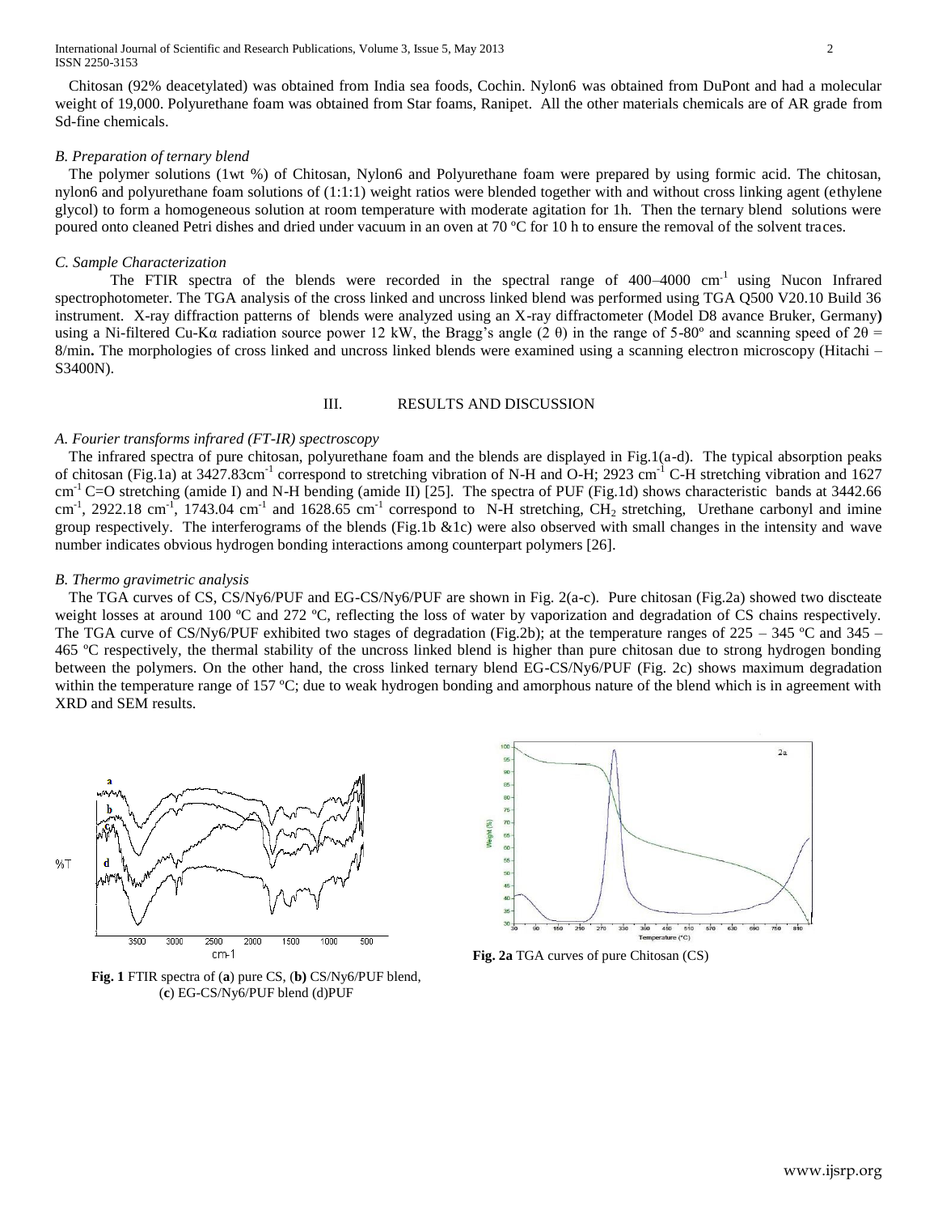Chitosan (92% deacetylated) was obtained from India sea foods, Cochin. Nylon6 was obtained from DuPont and had a molecular weight of 19,000. Polyurethane foam was obtained from Star foams, Ranipet. All the other materials chemicals are of AR grade from Sd-fine chemicals.

### *B. Preparation of ternary blend*

The polymer solutions (1wt %) of Chitosan, Nylon6 and Polyurethane foam were prepared by using formic acid. The chitosan, nylon6 and polyurethane foam solutions of (1:1:1) weight ratios were blended together with and without cross linking agent (ethylene glycol) to form a homogeneous solution at room temperature with moderate agitation for 1h. Then the ternary blend solutions were poured onto cleaned Petri dishes and dried under vacuum in an oven at 70 ºC for 10 h to ensure the removal of the solvent traces.

### *C. Sample Characterization*

The FTIR spectra of the blends were recorded in the spectral range of 400–4000 $cm^{-1}$ using Nucon Infrared spectrophotometer. The TGA analysis of the cross linked and uncross linked blend was performed using TGA Q500 V20.10 Build 36 instrument. X-ray diffraction patterns of blends were analyzed using an X-ray diffractometer (Model D8 avance Bruker, Germany**)** using a Ni-filtered Cu-Kα radiation source power 12 kW, the Bragg's angle (2 θ) in the range of 5-80º and scanning speed of 2θ = 8/min**.** The morphologies of cross linked and uncross linked blends were examined using a scanning electron microscopy (Hitachi – S3400N).

## III. RESULTS AND DISCUSSION

### *A. Fourier transforms infrared (FT-IR) spectroscopy*

The infrared spectra of pure chitosan, polyurethane foam and the blends are displayed in Fig.1(a-d). The typical absorption peaks of chitosan (Fig.1a) at 3427.83$cm^{-1}$ correspond to stretching vibration of N-H and O-H; 2923 $cm^{-1}$ C-H stretching vibration and 1627 $cm^{-1}$ C=O stretching (amide I) and N-H bending (amide II) [25]. The spectra of PUF (Fig.1d) shows characteristic bands at 3442.66 $cm^{-1}$, 2922.18 $cm^{-1}$, 1743.04 $cm^{-1}$ and 1628.65 $cm^{-1}$ correspond to N-H stretching, $CH_2$ stretching, Urethane carbonyl and imine group respectively. The interferograms of the blends (Fig.1b &1c) were also observed with small changes in the intensity and wave number indicates obvious hydrogen bonding interactions among counterpart polymers [26].

### *B. Thermo gravimetric analysis*

The TGA curves of CS, CS/Ny6/PUF and EG-CS/Ny6/PUF are shown in Fig. 2(a-c). Pure chitosan (Fig.2a) showed two discteate weight losses at around 100 ºC and 272 ºC, reflecting the loss of water by vaporization and degradation of CS chains respectively. The TGA curve of CS/Ny6/PUF exhibited two stages of degradation (Fig.2b); at the temperature ranges of 225 – 345 ºC and 345 – 465 ºC respectively, the thermal stability of the uncross linked blend is higher than pure chitosan due to strong hydrogen bonding between the polymers. On the other hand, the cross linked ternary blend EG-CS/Ny6/PUF (Fig. 2c) shows maximum degradation within the temperature range of 157 ºC; due to weak hydrogen bonding and amorphous nature of the blend which is in agreement with XRD and SEM results.

**Fig. 1** FTIR spectra of (**a**) pure CS, (**b)** CS/Ny6/PUF blend, (**c**) EG-CS/Ny6/PUF blend (d)PUF

**Fig. 2a** TGA curves of pure Chitosan (CS)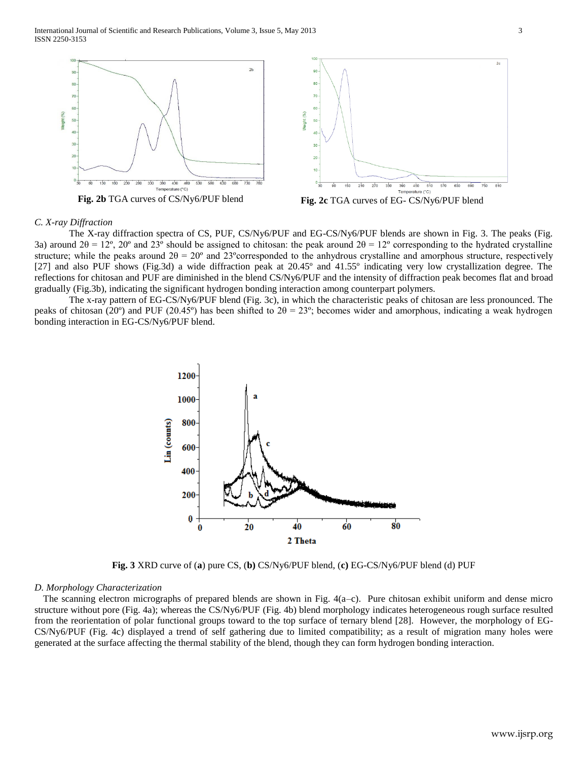Fig. 2b TGA curves of CS/Ny6/PUF blend

Fig. 2c TGA curves of EG- CS/Ny6/PUF blend

### *C. X-ray Diffraction*

The X-ray diffraction spectra of CS, PUF, CS/Ny6/PUF and EG-CS/Ny6/PUF blends are shown in Fig. 3. The peaks (Fig. 3a) around $2\theta = 12^o$, $20^o$ and $23^o$ should be assigned to chitosan: the peak around $2\theta = 12^o$ corresponding to the hydrated crystalline structure; while the peaks around $2\theta = 20^o$ and $23^o$corresponded to the anhydrous crystalline and amorphous structure, respectively [27] and also PUF shows (Fig.3d) a wide diffraction peak at $20.45^o$ and $41.55^o$ indicating very low crystallization degree. The reflections for chitosan and PUF are diminished in the blend CS/Ny6/PUF and the intensity of diffraction peak becomes flat and broad gradually (Fig.3b), indicating the significant hydrogen bonding interaction among counterpart polymers.

The x-ray pattern of EG-CS/Ny6/PUF blend (Fig. 3c), in which the characteristic peaks of chitosan are less pronounced. The peaks of chitosan ($20^o$) and PUF ($20.45^o$) has been shifted to $2\theta = 23^o$; becomes wider and amorphous, indicating a weak hydrogen bonding interaction in EG-CS/Ny6/PUF blend.

**Fig. 3** XRD curve of (**a**) pure CS, (**b)** CS/Ny6/PUF blend, (**c)** EG-CS/Ny6/PUF blend (d) PUF

### *D. Morphology Characterization*

The scanning electron micrographs of prepared blends are shown in Fig. 4(a–c). Pure chitosan exhibit uniform and dense micro structure without pore (Fig. 4a); whereas the CS/Ny6/PUF (Fig. 4b) blend morphology indicates heterogeneous rough surface resulted from the reorientation of polar functional groups toward to the top surface of ternary blend [28]. However, the morphology of EG-CS/Ny6/PUF (Fig. 4c) displayed a trend of self gathering due to limited compatibility; as a result of migration many holes were generated at the surface affecting the thermal stability of the blend, though they can form hydrogen bonding interaction.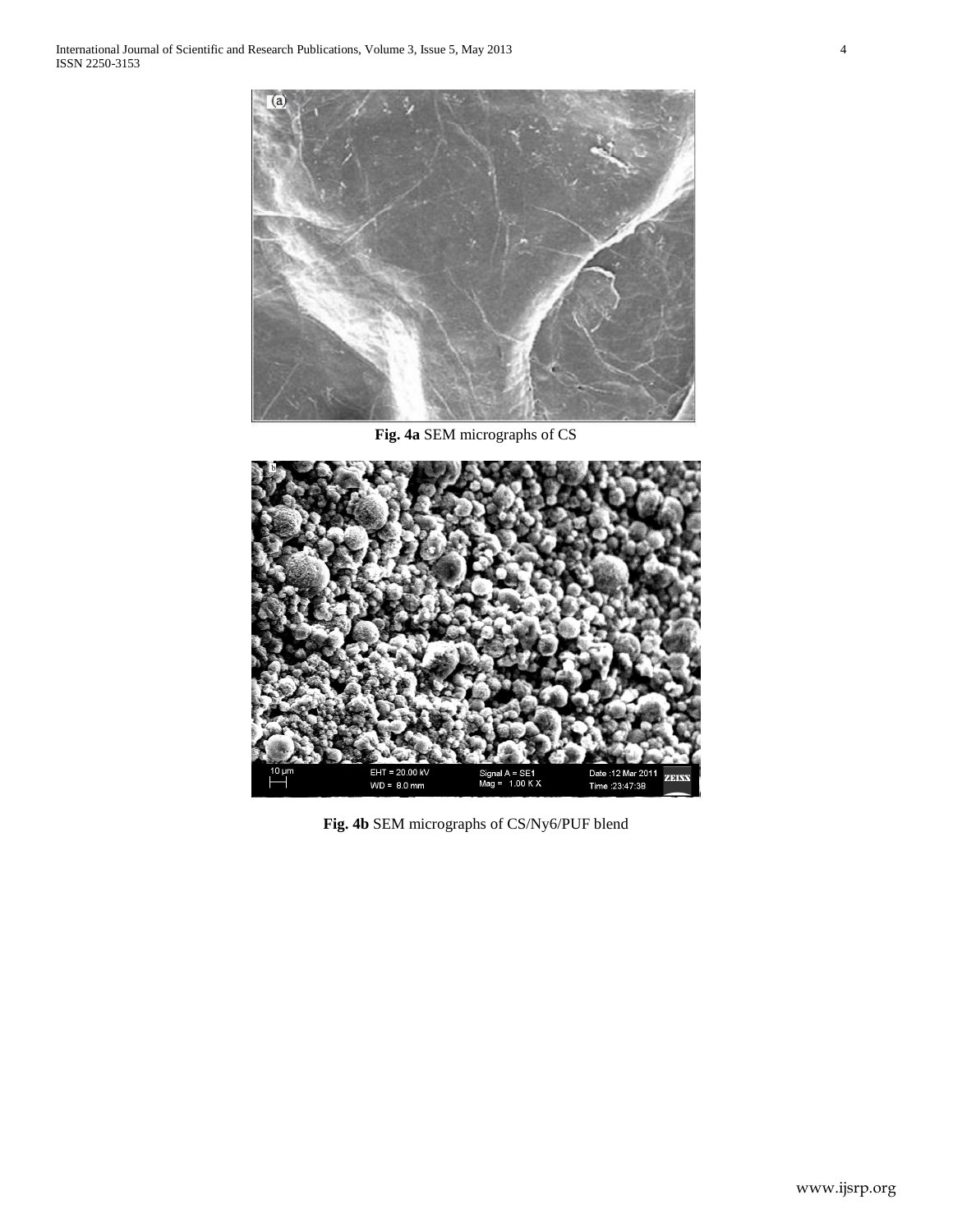**Fig. 4a** SEM micrographs of CS

**Fig. 4b** SEM micrographs of CS/Ny6/PUF blend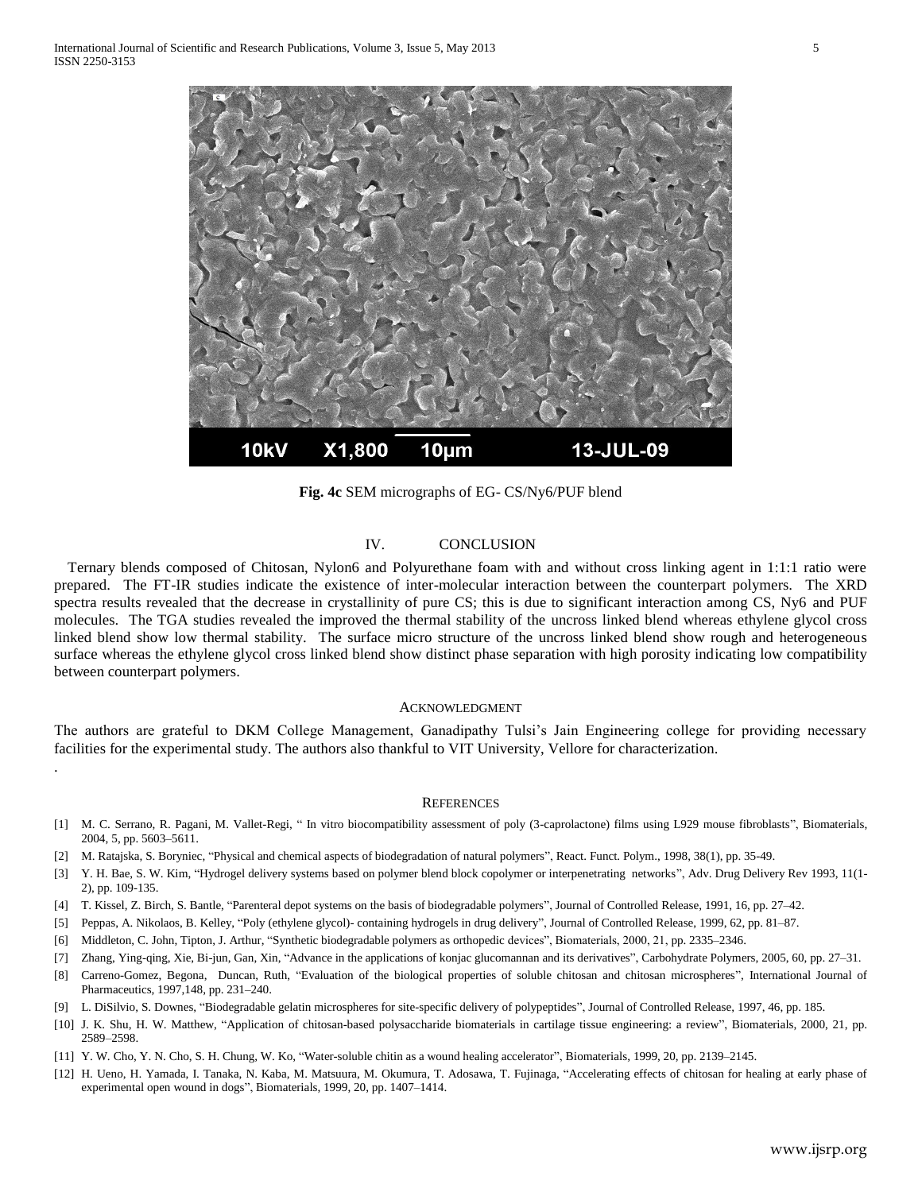**Fig. 4c** SEM micrographs of EG- CS/Ny6/PUF blend

## IV. CONCLUSION

Ternary blends composed of Chitosan, Nylon6 and Polyurethane foam with and without cross linking agent in 1:1:1 ratio were prepared. The FT-IR studies indicate the existence of inter-molecular interaction between the counterpart polymers. The XRD spectra results revealed that the decrease in crystallinity of pure CS; this is due to significant interaction among CS, Ny6 and PUF molecules. The TGA studies revealed the improved the thermal stability of the uncross linked blend whereas ethylene glycol cross linked blend show low thermal stability. The surface micro structure of the uncross linked blend show rough and heterogeneous surface whereas the ethylene glycol cross linked blend show distinct phase separation with high porosity indicating low compatibility between counterpart polymers.

## ACKNOWLEDGMENT

The authors are grateful to DKM College Management, Ganadipathy Tulsi's Jain Engineering college for providing necessary facilities for the experimental study. The authors also thankful to VIT University, Vellore for characterization.

## REFERENCES

[1] M. C. Serrano, R. Pagani, M. Vallet-Regi, " In vitro biocompatibility assessment of poly (3-caprolactone) films using L929 mouse fibroblasts", Biomaterials, 2004, 5, pp. 5603–5611.

[2] M. Ratajska, S. Boryniec, "Physical and chemical aspects of biodegradation of natural polymers", React. Funct. Polym., 1998, 38(1), pp. 35-49.

[3] Y. H. Bae, S. W. Kim, "Hydrogel delivery systems based on polymer blend block copolymer or interpenetrating networks", Adv. Drug Delivery Rev 1993, 11(1-2), pp. 109-135.

[4] T. Kissel, Z. Birch, S. Bantle, "Parenteral depot systems on the basis of biodegradable polymers", Journal of Controlled Release, 1991, 16, pp. 27–42.

[5] Peppas, A. Nikolaos, B. Kelley, "Poly (ethylene glycol)- containing hydrogels in drug delivery", Journal of Controlled Release, 1999, 62, pp. 81–87.

[6] Middleton, C. John, Tipton, J. Arthur, "Synthetic biodegradable polymers as orthopedic devices", Biomaterials, 2000, 21, pp. 2335–2346.

[7] Zhang, Ying-qing, Xie, Bi-jun, Gan, Xin, "Advance in the applications of konjac glucomannan and its derivatives", Carbohydrate Polymers, 2005, 60, pp. 27–31.

[8] Carreno-Gomez, Begona, Duncan, Ruth, "Evaluation of the biological properties of soluble chitosan and chitosan microspheres", International Journal of Pharmaceutics, 1997,148, pp. 231–240.

[9] L. DiSilvio, S. Downes, "Biodegradable gelatin microspheres for site-specific delivery of polypeptides", Journal of Controlled Release, 1997, 46, pp. 185.

[10] J. K. Shu, H. W. Matthew, "Application of chitosan-based polysaccharide biomaterials in cartilage tissue engineering: a review", Biomaterials, 2000, 21, pp. 2589–2598.

[11] Y. W. Cho, Y. N. Cho, S. H. Chung, W. Ko, "Water-soluble chitin as a wound healing accelerator", Biomaterials, 1999, 20, pp. 2139–2145.

[12] H. Ueno, H. Yamada, I. Tanaka, N. Kaba, M. Matsuura, M. Okumura, T. Adosawa, T. Fujinaga, "Accelerating effects of chitosan for healing at early phase of experimental open wound in dogs", Biomaterials, 1999, 20, pp. 1407–1414.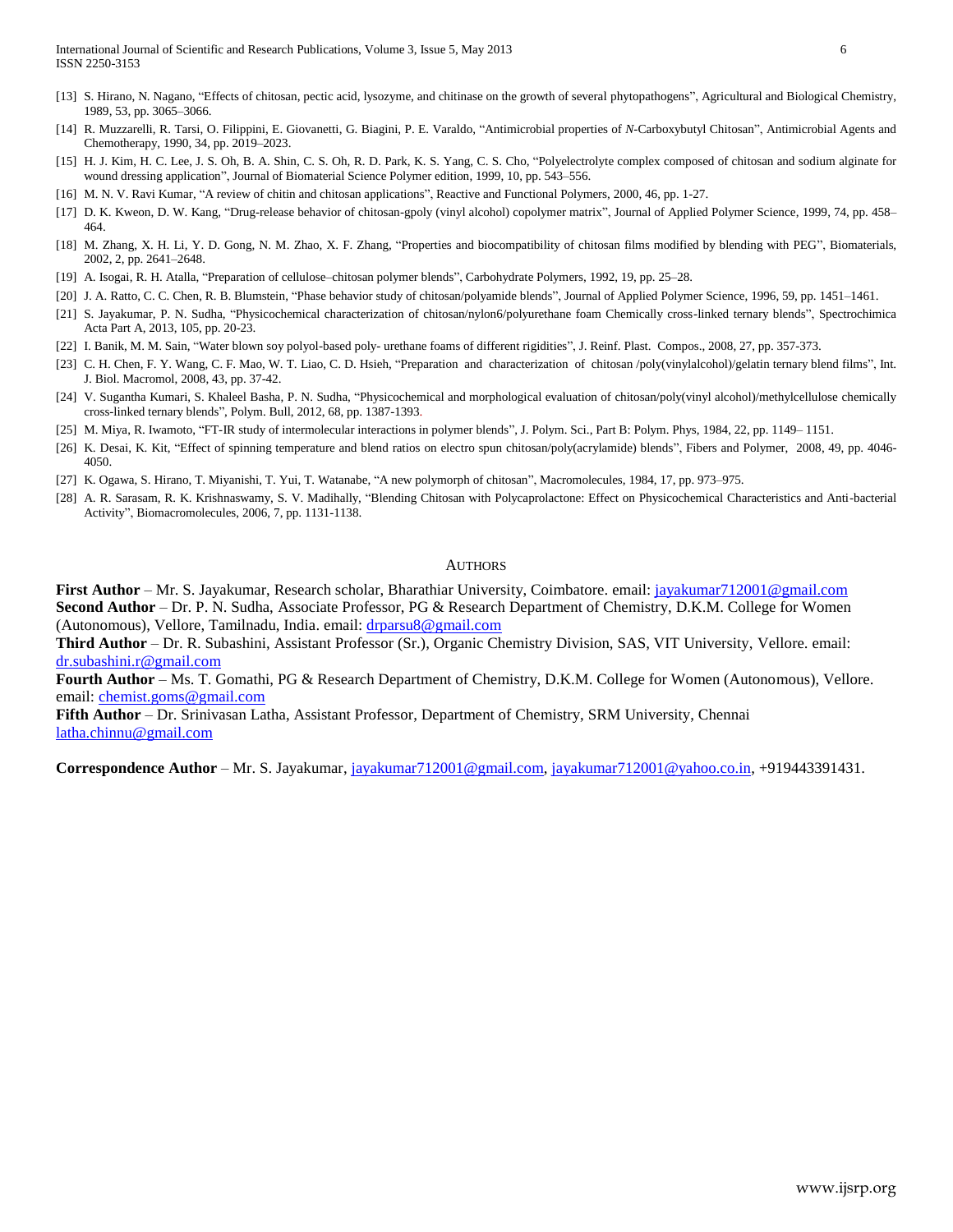[13] S. Hirano, N. Nagano, "Effects of chitosan, pectic acid, lysozyme, and chitinase on the growth of several phytopathogens", Agricultural and Biological Chemistry, 1989, 53, pp. 3065–3066.

[14] R. Muzzarelli, R. Tarsi, O. Filippini, E. Giovanetti, G. Biagini, P. E. Varaldo, "Antimicrobial properties of *N*-Carboxybutyl Chitosan", Antimicrobial Agents and Chemotherapy, 1990, 34, pp. 2019–2023.

[15] H. J. Kim, H. C. Lee, J. S. Oh, B. A. Shin, C. S. Oh, R. D. Park, K. S. Yang, C. S. Cho, "Polyelectrolyte complex composed of chitosan and sodium alginate for wound dressing application", Journal of Biomaterial Science Polymer edition, 1999, 10, pp. 543–556.

[16] M. N. V. Ravi Kumar, "A review of chitin and chitosan applications", Reactive and Functional Polymers, 2000, 46, pp. 1-27.

[17] D. K. Kweon, D. W. Kang, "Drug-release behavior of chitosan-gpoly (vinyl alcohol) copolymer matrix", Journal of Applied Polymer Science, 1999, 74, pp. 458–464.

[18] M. Zhang, X. H. Li, Y. D. Gong, N. M. Zhao, X. F. Zhang, "Properties and biocompatibility of chitosan films modified by blending with PEG", Biomaterials, 2002, 2, pp. 2641–2648.

[19] A. Isogai, R. H. Atalla, "Preparation of cellulose–chitosan polymer blends", Carbohydrate Polymers, 1992, 19, pp. 25–28.

[20] J. A. Ratto, C. C. Chen, R. B. Blumstein, "Phase behavior study of chitosan/polyamide blends", Journal of Applied Polymer Science, 1996, 59, pp. 1451–1461.

[21] S. Jayakumar, P. N. Sudha, "Physicochemical characterization of chitosan/nylon6/polyurethane foam Chemically cross-linked ternary blends", Spectrochimica Acta Part A, 2013, 105, pp. 20-23.

[22] I. Banik, M. M. Sain, "Water blown soy polyol-based poly- urethane foams of different rigidities", J. Reinf. Plast. Compos., 2008, 27, pp. 357-373.

[23] C. H. Chen, F. Y. Wang, C. F. Mao, W. T. Liao, C. D. Hsieh, "Preparation and characterization of chitosan /poly(vinylalcohol)/gelatin ternary blend films", Int. J. Biol. Macromol, 2008, 43, pp. 37-42.

[24] V. Suganthа Kumari, S. Khaleel Basha, P. N. Sudha, "Physicochemical and morphological evaluation of chitosan/poly(vinyl alcohol)/methylcellulose chemically cross-linked ternary blends", Polym. Bull, 2012, 68, pp. 1387-1393.

[25] M. Miya, R. Iwamoto, "FT-IR study of intermolecular interactions in polymer blends", J. Polym. Sci., Part B: Polym. Phys, 1984, 22, pp. 1149– 1151.

[26] K. Desai, K. Kit, "Effect of spinning temperature and blend ratios on electro spun chitosan/poly(acrylamide) blends", Fibers and Polymer, 2008, 49, pp. 4046-4050.

[27] K. Ogawa, S. Hirano, T. Miyanishi, T. Yui, T. Watanabe, "A new polymorph of chitosan", Macromolecules, 1984, 17, pp. 973–975.

[28] A. R. Sarasam, R. K. Krishnaswamy, S. V. Madihally, "Blending Chitosan with Polycaprolactone: Effect on Physicochemical Characteristics and Anti-bacterial Activity", Biomacromolecules, 2006, 7, pp. 1131-1138.

## AUTHORS

**First Author** – Mr. S. Jayakumar, Research scholar, Bharathiar University, Coimbatore. email: jayakumar712001@gmail.com

**Second Author** – Dr. P. N. Sudha, Associate Professor, PG & Research Department of Chemistry, D.K.M. College for Women (Autonomous), Vellore, Tamilnadu, India. email: drparsu8@gmail.com

**Third Author** – Dr. R. Subashini, Assistant Professor (Sr.), Organic Chemistry Division, SAS, VIT University, Vellore. email: dr.subashini.r@gmail.com

**Fourth Author** – Ms. T. Gomathi, PG & Research Department of Chemistry, D.K.M. College for Women (Autonomous), Vellore. email: chemist.goms@gmail.com

**Fifth Author** – Dr. Srinivasan Latha, Assistant Professor, Department of Chemistry, SRM University, Chennai latha.chinnu@gmail.com

**Correspondence Author** – Mr. S. Jayakumar, jayakumar712001@gmail.com, jayakumar712001@yahoo.co.in, +919443391431.